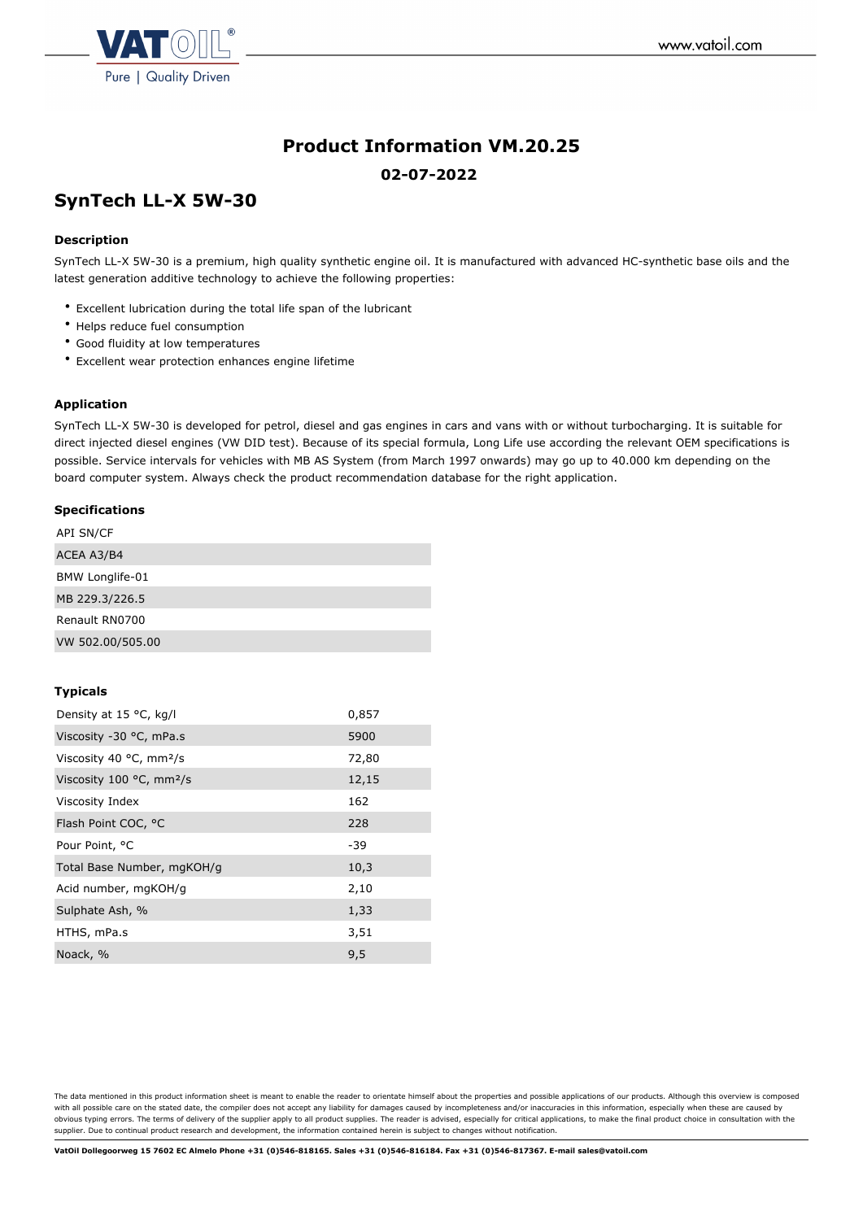# Product Information VM.20.25

**02-07-2022**

## SynTech LL-X 5W-30

### Description

SynTech LL-X 5W-30 is a premium, high quality synthetic engine oil. It is manufactured with advanced HC-synthetic base oils and the latest generation additive technology to achieve the following properties:

- Excellent lubrication during the total life span of the lubricant
- Helps reduce fuel consumption
- Good fluidity at low temperatures
- Excellent wear protection enhances engine lifetime

### Application

SynTech LL-X 5W-30 is developed for petrol, diesel and gas engines in cars and vans with or without turbocharging. It is suitable for direct injected diesel engines (VW DID test). Because of its special formula, Long Life use according the relevant OEM specifications is possible. Service intervals for vehicles with MB AS System (from March 1997 onwards) may go up to 40.000 km depending on the board computer system. Always check the product recommendation database for the right application.

### Specifications

| Specifications |
|---|
| API SN/CF |
| ACEA A3/B4 |
| BMW Longlife-01 |
| MB 229.3/226.5 |
| Renault RN0700 |
| VW 502.00/505.00 |

### Typicals

| Property | Value |
|---|---|
| Density at 15 °C, kg/l | 0,857 |
| Viscosity -30 °C, mPa.s | 5900 |
| Viscosity 40 °C, mm²/s | 72,80 |
| Viscosity 100 °C, mm²/s | 12,15 |
| Viscosity Index | 162 |
| Flash Point COC, °C | 228 |
| Pour Point, °C | -39 |
| Total Base Number, mgKOH/g | 10,3 |
| Acid number, mgKOH/g | 2,10 |
| Sulphate Ash, % | 1,33 |
| HTHS, mPa.s | 3,51 |
| Noack, % | 9,5 |

The data mentioned in this product information sheet is meant to enable the reader to orientate himself about the properties and possible applications of our products. Although this overview is composed with all possible care on the stated date, the compiler does not accept any liability for damages caused by incompleteness and/or inaccuracies in this information, especially when these are caused by obvious typing errors. The terms of delivery of the supplier apply to all product supplies. The reader is advised, especially for critical applications, to make the final product choice in consultation with the supplier. Due to continual product research and development, the information contained herein is subject to changes without notification.

**VatOil Dollegoorweg 15 7602 EC Almelo Phone +31 (0)546-818165. Sales +31 (0)546-816184. Fax +31 (0)546-817367. E-mail sales@vatoil.com**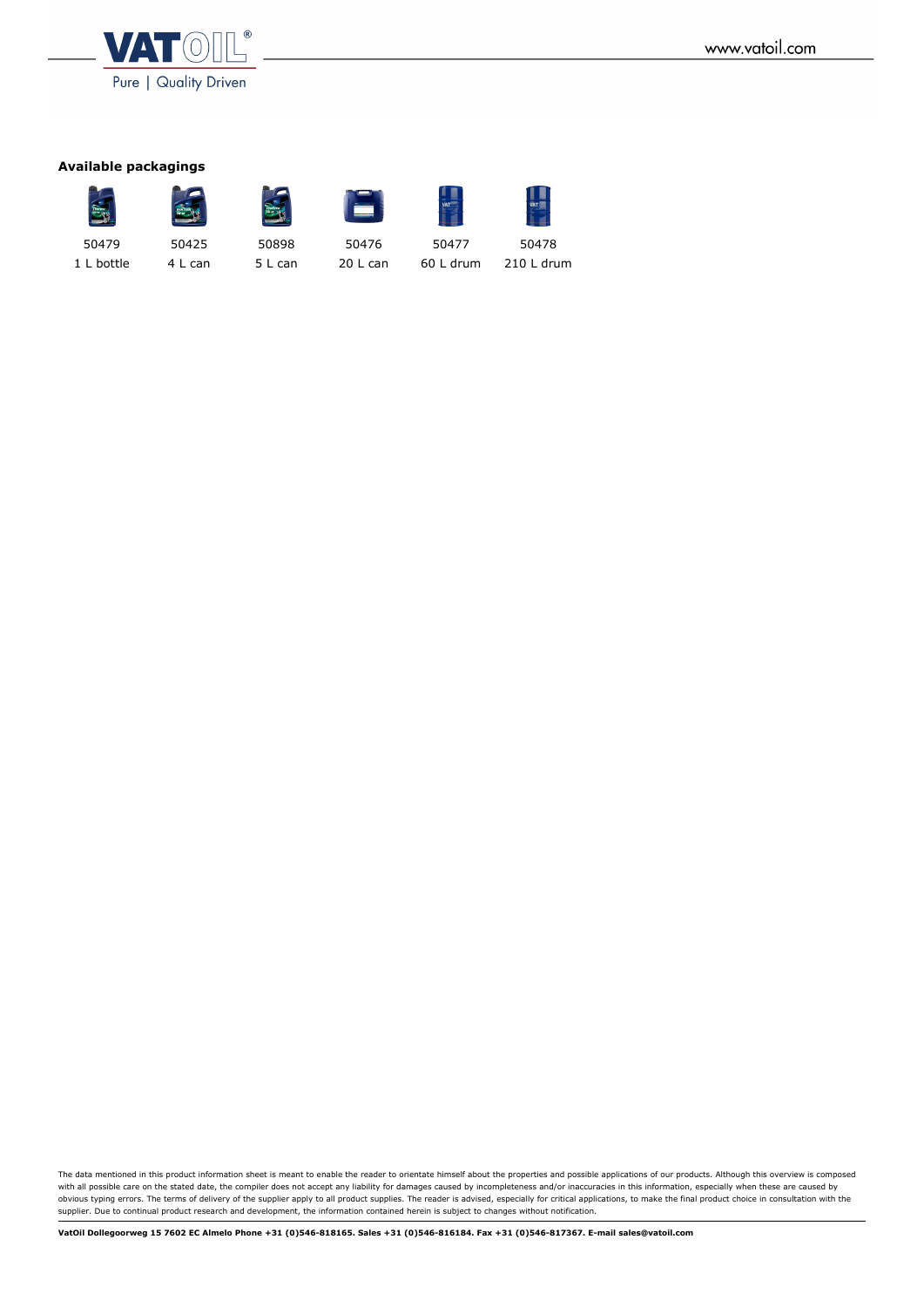**Available packagings**

| 50479 | 50425 | 50898 | 50476 | 50477 | 50478 |
|---|---|---|---|---|---|
| 1 L bottle | 4 L can | 5 L can | 20 L can | 60 L drum | 210 L drum |

The data mentioned in this product information sheet is meant to enable the reader to orientate himself about the properties and possible applications of our products. Although this overview is composed with all possible care on the stated date, the compiler does not accept any liability for damages caused by incompleteness and/or inaccuracies in this information, especially when these are caused by obvious typing errors. The terms of delivery of the supplier apply to all product supplies. The reader is advised, especially for critical applications, to make the final product choice in consultation with the supplier. Due to continual product research and development, the information contained herein is subject to changes without notification.

**VatOil Dollegoorweg 15 7602 EC Almelo Phone +31 (0)546-818165. Sales +31 (0)546-816184. Fax +31 (0)546-817367. E-mail sales@vatoil.com**